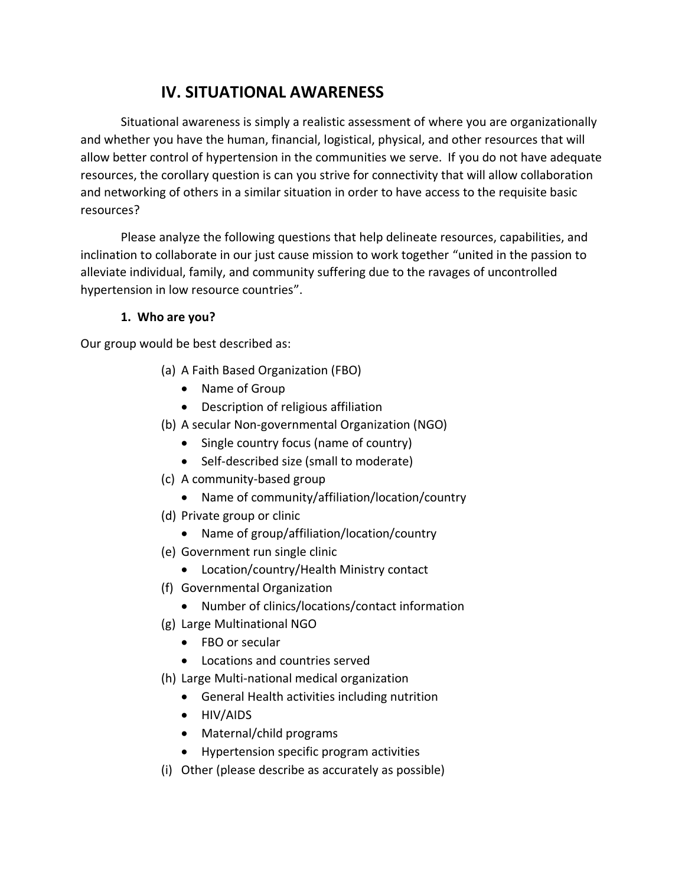# IV. SITUATIONAL AWARENESS

Situational awareness is simply a realistic assessment of where you are organizationally and whether you have the human, financial, logistical, physical, and other resources that will allow better control of hypertension in the communities we serve. If you do not have adequate resources, the corollary question is can you strive for connectivity that will allow collaboration and networking of others in a similar situation in order to have access to the requisite basic resources?

Please analyze the following questions that help delineate resources, capabilities, and inclination to collaborate in our just cause mission to work together "united in the passion to alleviate individual, family, and community suffering due to the ravages of uncontrolled hypertension in low resource countries".

**1. Who are you?**

Our group would be best described as:

(a) A Faith Based Organization (FBO)
- Name of Group
- Description of religious affiliation

(b) A secular Non-governmental Organization (NGO)
- Single country focus (name of country)
- Self-described size (small to moderate)

(c) A community-based group
- Name of community/affiliation/location/country

(d) Private group or clinic
- Name of group/affiliation/location/country

(e) Government run single clinic
- Location/country/Health Ministry contact

(f) Governmental Organization
- Number of clinics/locations/contact information

(g) Large Multinational NGO
- FBO or secular
- Locations and countries served

(h) Large Multi-national medical organization
- General Health activities including nutrition
- HIV/AIDS
- Maternal/child programs
- Hypertension specific program activities

(i) Other (please describe as accurately as possible)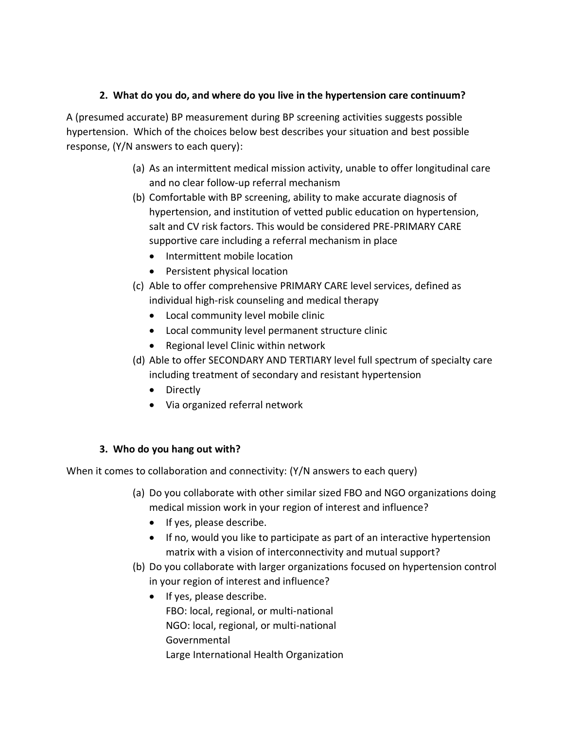### 2. What do you do, and where do you live in the hypertension care continuum?

A (presumed accurate) BP measurement during BP screening activities suggests possible hypertension. Which of the choices below best describes your situation and best possible response, (Y/N answers to each query):

(a) As an intermittent medical mission activity, unable to offer longitudinal care and no clear follow-up referral mechanism

(b) Comfortable with BP screening, ability to make accurate diagnosis of hypertension, and institution of vetted public education on hypertension, salt and CV risk factors. This would be considered PRE-PRIMARY CARE supportive care including a referral mechanism in place
   - Intermittent mobile location
   - Persistent physical location

(c) Able to offer comprehensive PRIMARY CARE level services, defined as individual high-risk counseling and medical therapy
   - Local community level mobile clinic
   - Local community level permanent structure clinic
   - Regional level Clinic within network

(d) Able to offer SECONDARY AND TERTIARY level full spectrum of specialty care including treatment of secondary and resistant hypertension
   - Directly
   - Via organized referral network

### 3. Who do you hang out with?

When it comes to collaboration and connectivity: (Y/N answers to each query)

(a) Do you collaborate with other similar sized FBO and NGO organizations doing medical mission work in your region of interest and influence?
   - If yes, please describe.
   - If no, would you like to participate as part of an interactive hypertension matrix with a vision of interconnectivity and mutual support?

(b) Do you collaborate with larger organizations focused on hypertension control in your region of interest and influence?
   - If yes, please describe.
     FBO: local, regional, or multi-national
     NGO: local, regional, or multi-national
     Governmental
     Large International Health Organization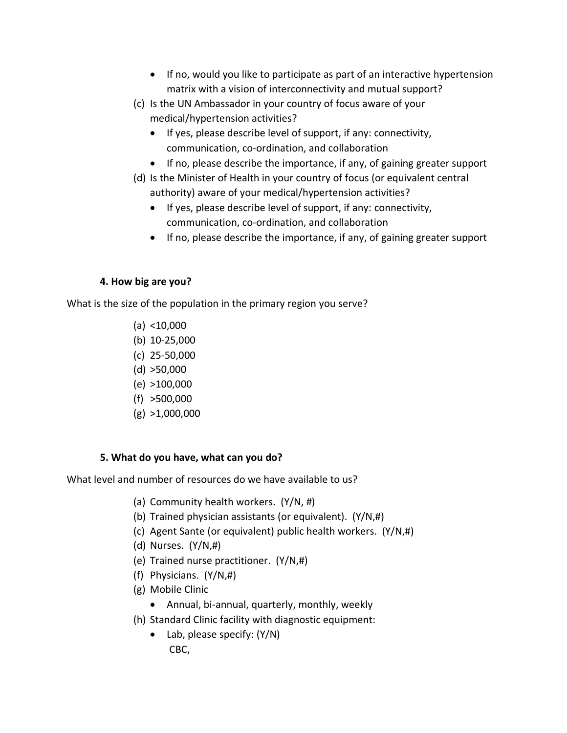- If no, would you like to participate as part of an interactive hypertension matrix with a vision of interconnectivity and mutual support?

(c) Is the UN Ambassador in your country of focus aware of your medical/hypertension activities?
  - If yes, please describe level of support, if any: connectivity, communication, co-ordination, and collaboration
  - If no, please describe the importance, if any, of gaining greater support

(d) Is the Minister of Health in your country of focus (or equivalent central authority) aware of your medical/hypertension activities?
  - If yes, please describe level of support, if any: connectivity, communication, co-ordination, and collaboration
  - If no, please describe the importance, if any, of gaining greater support

**4. How big are you?**

What is the size of the population in the primary region you serve?

(a) <10,000
(b) 10-25,000
(c) 25-50,000
(d) >50,000
(e) >100,000
(f) >500,000
(g) >1,000,000

**5. What do you have, what can you do?**

What level and number of resources do we have available to us?

(a) Community health workers. (Y/N, #)
(b) Trained physician assistants (or equivalent). (Y/N,#)
(c) Agent Sante (or equivalent) public health workers. (Y/N,#)
(d) Nurses. (Y/N,#)
(e) Trained nurse practitioner. (Y/N,#)
(f) Physicians. (Y/N,#)
(g) Mobile Clinic
  - Annual, bi-annual, quarterly, monthly, weekly

(h) Standard Clinic facility with diagnostic equipment:
  - Lab, please specify: (Y/N)
    CBC,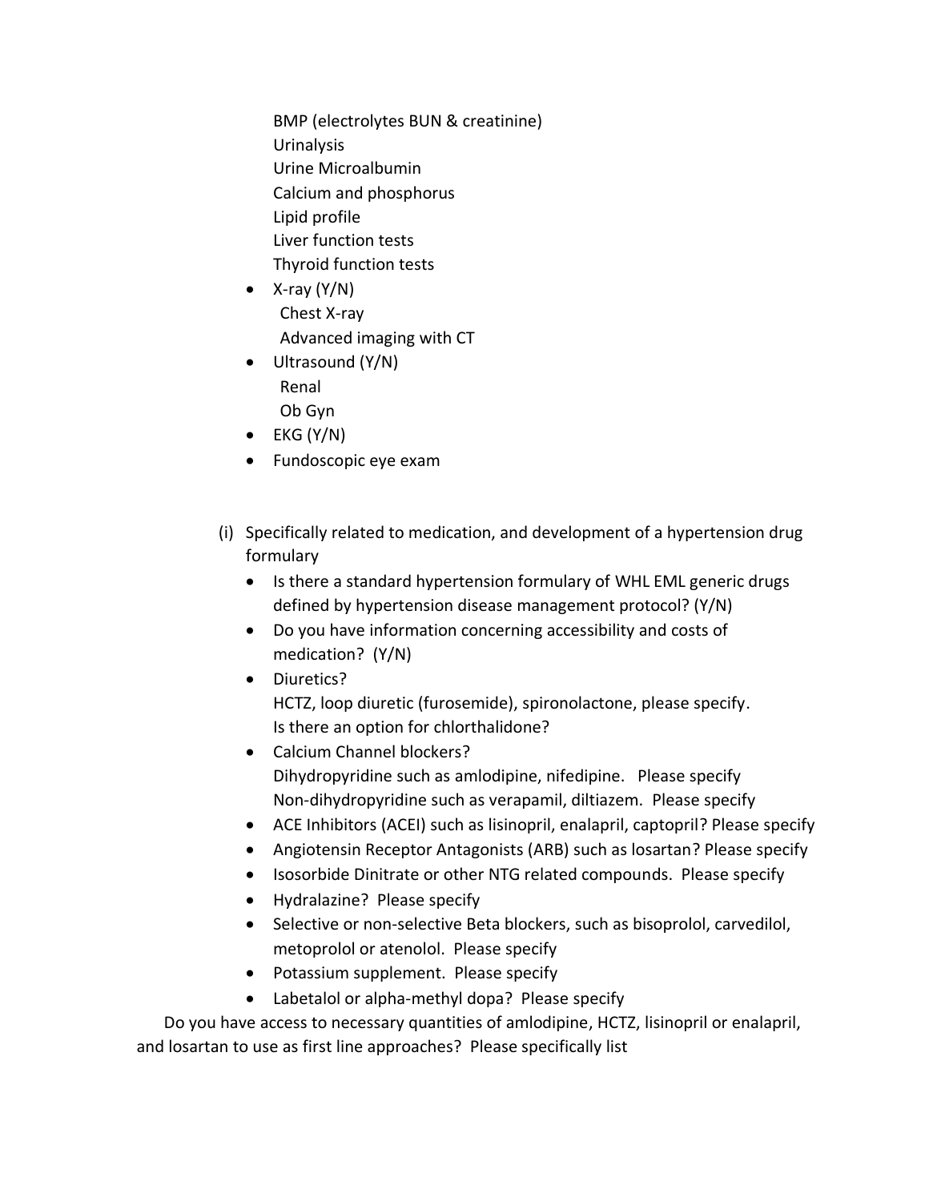BMP (electrolytes BUN & creatinine)
Urinalysis
Urine Microalbumin
Calcium and phosphorus
Lipid profile
Liver function tests
Thyroid function tests

- X-ray (Y/N)
  Chest X-ray
  Advanced imaging with CT
- Ultrasound (Y/N)
  Renal
  Ob Gyn
- EKG (Y/N)
- Fundoscopic eye exam

(i) Specifically related to medication, and development of a hypertension drug formulary

- Is there a standard hypertension formulary of WHL EML generic drugs defined by hypertension disease management protocol? (Y/N)
- Do you have information concerning accessibility and costs of medication? (Y/N)
- Diuretics?
  HCTZ, loop diuretic (furosemide), spironolactone, please specify.
  Is there an option for chlorthalidone?
- Calcium Channel blockers?
  Dihydropyridine such as amlodipine, nifedipine. Please specify
  Non-dihydropyridine such as verapamil, diltiazem. Please specify
- ACE Inhibitors (ACEI) such as lisinopril, enalapril, captopril? Please specify
- Angiotensin Receptor Antagonists (ARB) such as losartan? Please specify
- Isosorbide Dinitrate or other NTG related compounds. Please specify
- Hydralazine? Please specify
- Selective or non-selective Beta blockers, such as bisoprolol, carvedilol, metoprolol or atenolol. Please specify
- Potassium supplement. Please specify
- Labetalol or alpha-methyl dopa? Please specify

Do you have access to necessary quantities of amlodipine, HCTZ, lisinopril or enalapril, and losartan to use as first line approaches? Please specifically list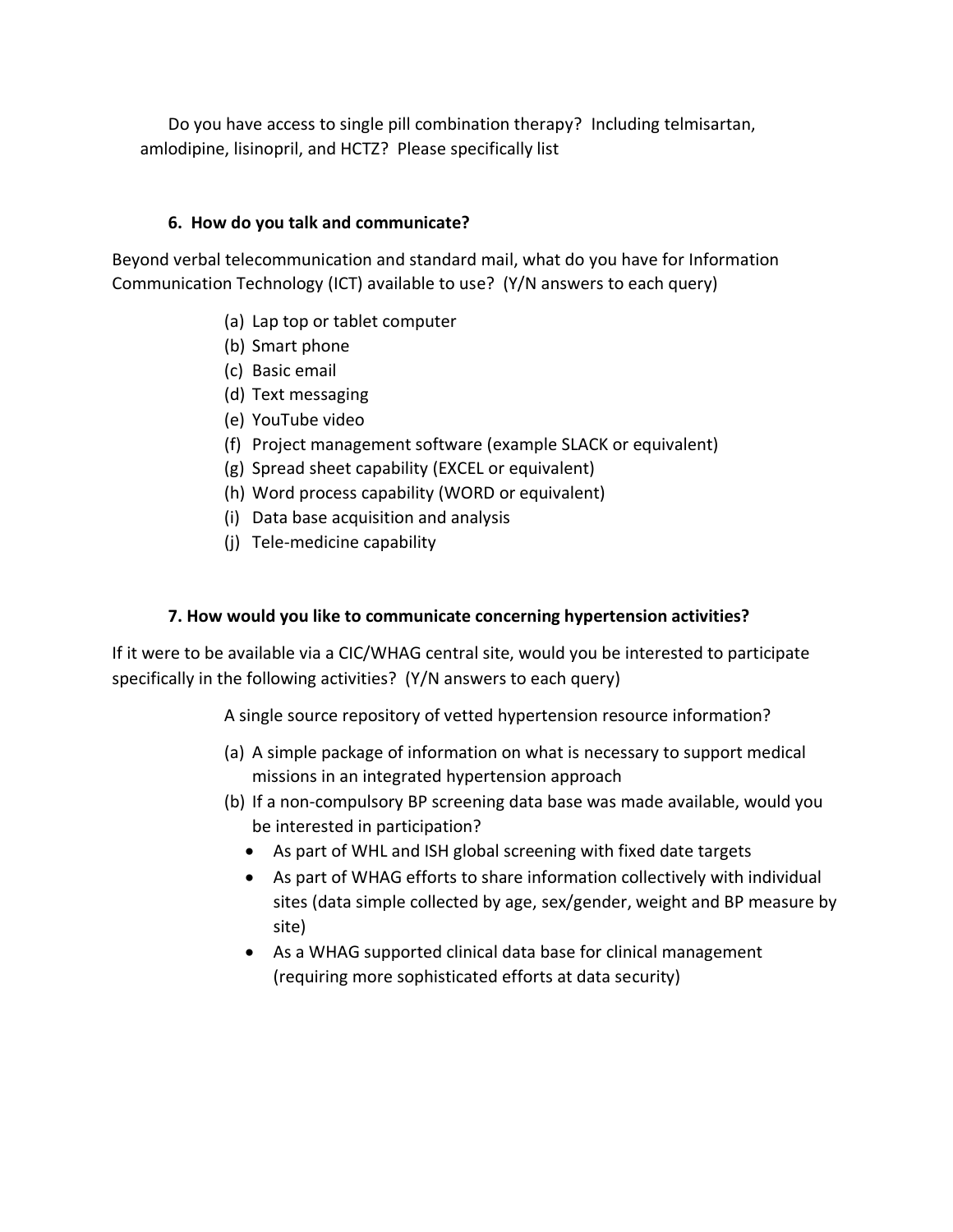Do you have access to single pill combination therapy? Including telmisartan, amlodipine, lisinopril, and HCTZ? Please specifically list

### 6. How do you talk and communicate?

Beyond verbal telecommunication and standard mail, what do you have for Information Communication Technology (ICT) available to use? (Y/N answers to each query)

(a) Lap top or tablet computer
(b) Smart phone
(c) Basic email
(d) Text messaging
(e) YouTube video
(f) Project management software (example SLACK or equivalent)
(g) Spread sheet capability (EXCEL or equivalent)
(h) Word process capability (WORD or equivalent)
(i) Data base acquisition and analysis
(j) Tele-medicine capability

### 7. How would you like to communicate concerning hypertension activities?

If it were to be available via a CIC/WHAG central site, would you be interested to participate specifically in the following activities? (Y/N answers to each query)

A single source repository of vetted hypertension resource information?

(a) A simple package of information on what is necessary to support medical missions in an integrated hypertension approach
(b) If a non-compulsory BP screening data base was made available, would you be interested in participation?
   - As part of WHL and ISH global screening with fixed date targets
   - As part of WHAG efforts to share information collectively with individual sites (data simple collected by age, sex/gender, weight and BP measure by site)
   - As a WHAG supported clinical data base for clinical management (requiring more sophisticated efforts at data security)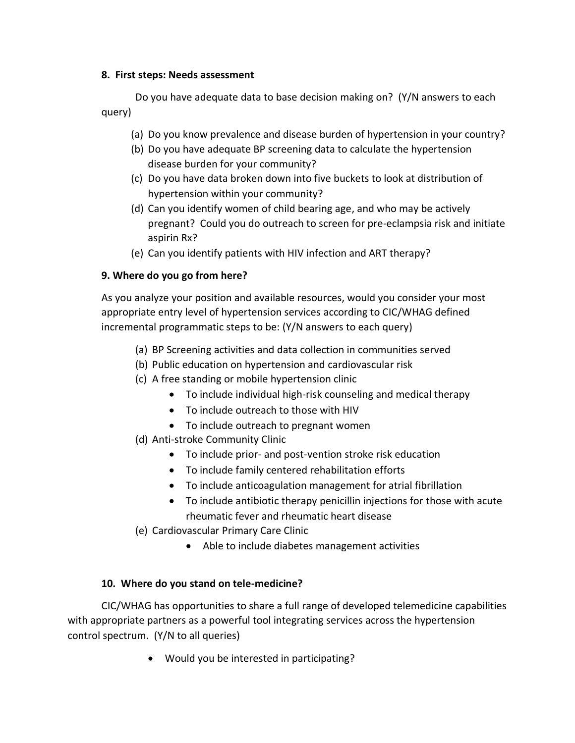### 8. First steps: Needs assessment

Do you have adequate data to base decision making on? (Y/N answers to each query)

(a) Do you know prevalence and disease burden of hypertension in your country?
(b) Do you have adequate BP screening data to calculate the hypertension disease burden for your community?
(c) Do you have data broken down into five buckets to look at distribution of hypertension within your community?
(d) Can you identify women of child bearing age, and who may be actively pregnant? Could you do outreach to screen for pre-eclampsia risk and initiate aspirin Rx?
(e) Can you identify patients with HIV infection and ART therapy?

### 9. Where do you go from here?

As you analyze your position and available resources, would you consider your most appropriate entry level of hypertension services according to CIC/WHAG defined incremental programmatic steps to be: (Y/N answers to each query)

(a) BP Screening activities and data collection in communities served
(b) Public education on hypertension and cardiovascular risk
(c) A free standing or mobile hypertension clinic
  - To include individual high-risk counseling and medical therapy
  - To include outreach to those with HIV
  - To include outreach to pregnant women
(d) Anti-stroke Community Clinic
  - To include prior- and post-vention stroke risk education
  - To include family centered rehabilitation efforts
  - To include anticoagulation management for atrial fibrillation
  - To include antibiotic therapy penicillin injections for those with acute rheumatic fever and rheumatic heart disease
(e) Cardiovascular Primary Care Clinic
  - Able to include diabetes management activities

### 10. Where do you stand on tele-medicine?

CIC/WHAG has opportunities to share a full range of developed telemedicine capabilities with appropriate partners as a powerful tool integrating services across the hypertension control spectrum. (Y/N to all queries)

- Would you be interested in participating?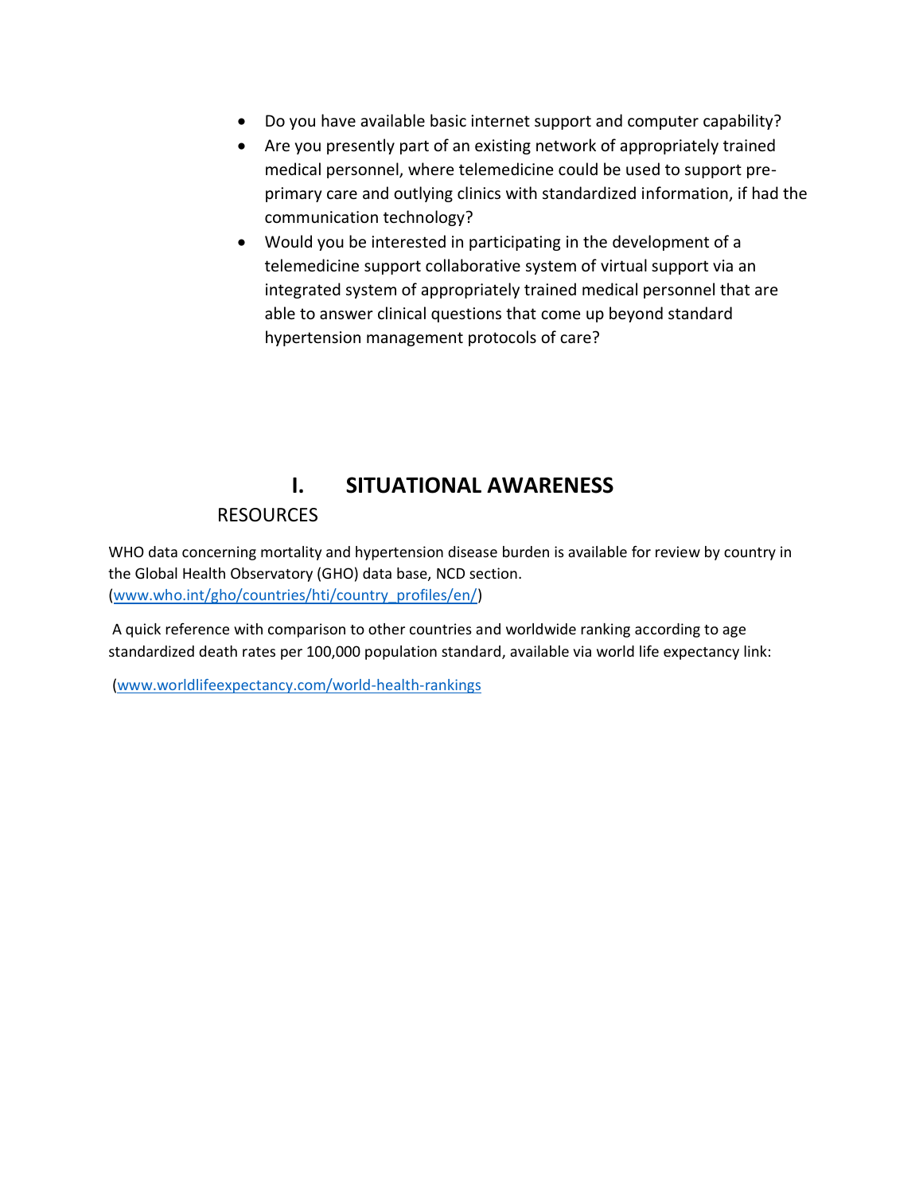- Do you have available basic internet support and computer capability?
- Are you presently part of an existing network of appropriately trained medical personnel, where telemedicine could be used to support pre-primary care and outlying clinics with standardized information, if had the communication technology?
- Would you be interested in participating in the development of a telemedicine support collaborative system of virtual support via an integrated system of appropriately trained medical personnel that are able to answer clinical questions that come up beyond standard hypertension management protocols of care?

# I. SITUATIONAL AWARENESS

## RESOURCES

WHO data concerning mortality and hypertension disease burden is available for review by country in the Global Health Observatory (GHO) data base, NCD section. (www.who.int/gho/countries/hti/country_profiles/en/)

A quick reference with comparison to other countries and worldwide ranking according to age standardized death rates per 100,000 population standard, available via world life expectancy link:

(www.worldlifeexpectancy.com/world-health-rankings